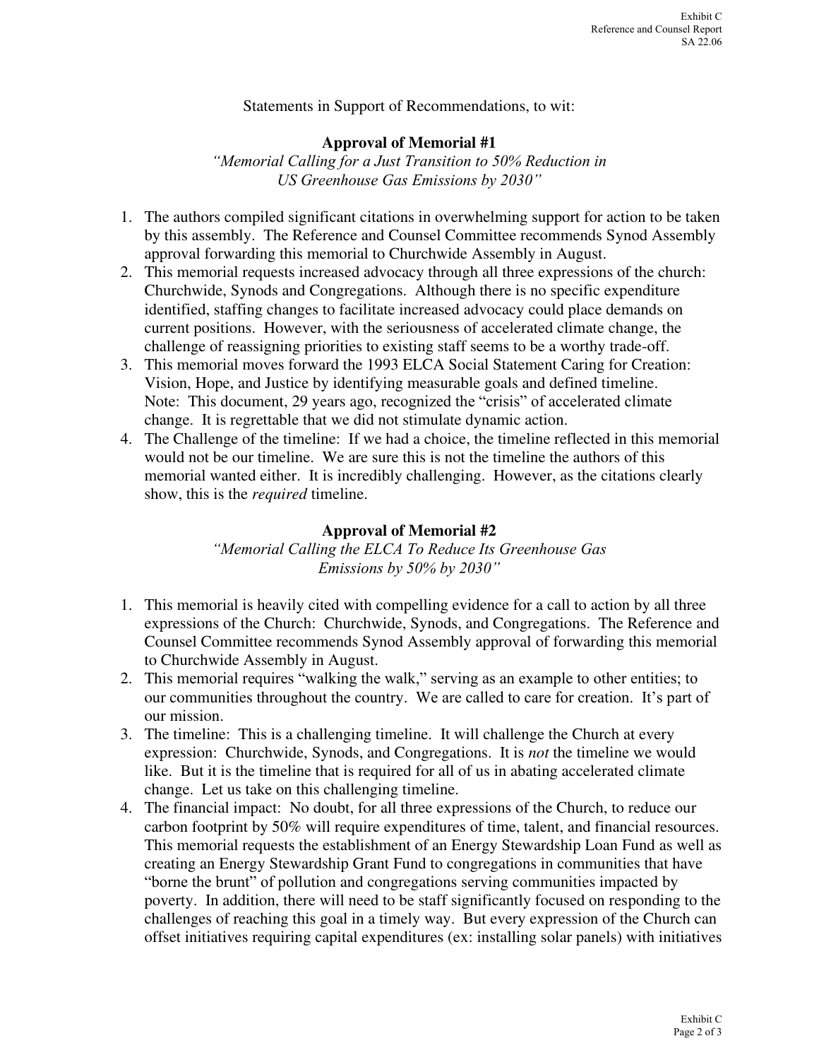Statements in Support of Recommendations, to wit:

**Approval of Memorial #1**

*"Memorial Calling for a Just Transition to 50% Reduction in US Greenhouse Gas Emissions by 2030"*

1. The authors compiled significant citations in overwhelming support for action to be taken by this assembly. The Reference and Counsel Committee recommends Synod Assembly approval forwarding this memorial to Churchwide Assembly in August.
2. This memorial requests increased advocacy through all three expressions of the church: Churchwide, Synods and Congregations. Although there is no specific expenditure identified, staffing changes to facilitate increased advocacy could place demands on current positions. However, with the seriousness of accelerated climate change, the challenge of reassigning priorities to existing staff seems to be a worthy trade-off.
3. This memorial moves forward the 1993 ELCA Social Statement Caring for Creation: Vision, Hope, and Justice by identifying measurable goals and defined timeline. Note: This document, 29 years ago, recognized the "crisis" of accelerated climate change. It is regrettable that we did not stimulate dynamic action.
4. The Challenge of the timeline: If we had a choice, the timeline reflected in this memorial would not be our timeline. We are sure this is not the timeline the authors of this memorial wanted either. It is incredibly challenging. However, as the citations clearly show, this is the *required* timeline.

**Approval of Memorial #2**

*"Memorial Calling the ELCA To Reduce Its Greenhouse Gas Emissions by 50% by 2030"*

1. This memorial is heavily cited with compelling evidence for a call to action by all three expressions of the Church: Churchwide, Synods, and Congregations. The Reference and Counsel Committee recommends Synod Assembly approval of forwarding this memorial to Churchwide Assembly in August.
2. This memorial requires "walking the walk," serving as an example to other entities; to our communities throughout the country. We are called to care for creation. It's part of our mission.
3. The timeline: This is a challenging timeline. It will challenge the Church at every expression: Churchwide, Synods, and Congregations. It is *not* the timeline we would like. But it is the timeline that is required for all of us in abating accelerated climate change. Let us take on this challenging timeline.
4. The financial impact: No doubt, for all three expressions of the Church, to reduce our carbon footprint by 50% will require expenditures of time, talent, and financial resources. This memorial requests the establishment of an Energy Stewardship Loan Fund as well as creating an Energy Stewardship Grant Fund to congregations in communities that have "borne the brunt" of pollution and congregations serving communities impacted by poverty. In addition, there will need to be staff significantly focused on responding to the challenges of reaching this goal in a timely way. But every expression of the Church can offset initiatives requiring capital expenditures (ex: installing solar panels) with initiatives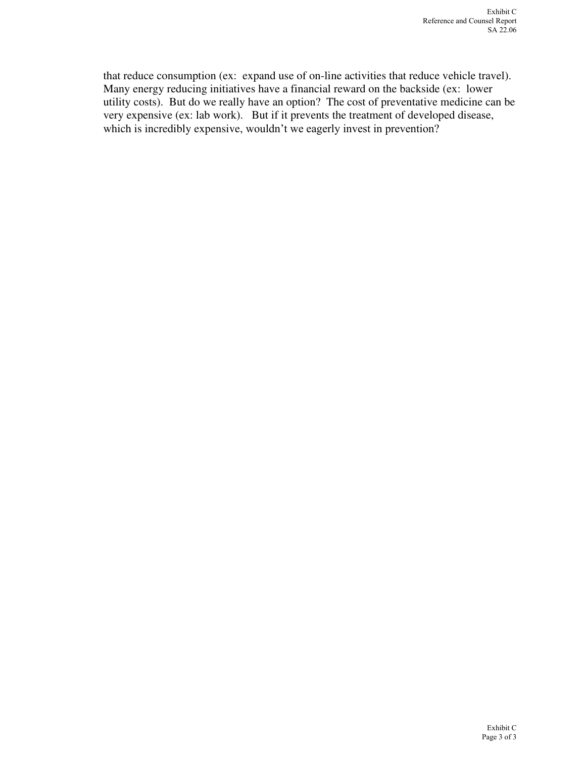that reduce consumption (ex:  expand use of on-line activities that reduce vehicle travel). Many energy reducing initiatives have a financial reward on the backside (ex:  lower utility costs).  But do we really have an option?  The cost of preventative medicine can be very expensive (ex: lab work).   But if it prevents the treatment of developed disease, which is incredibly expensive, wouldn't we eagerly invest in prevention?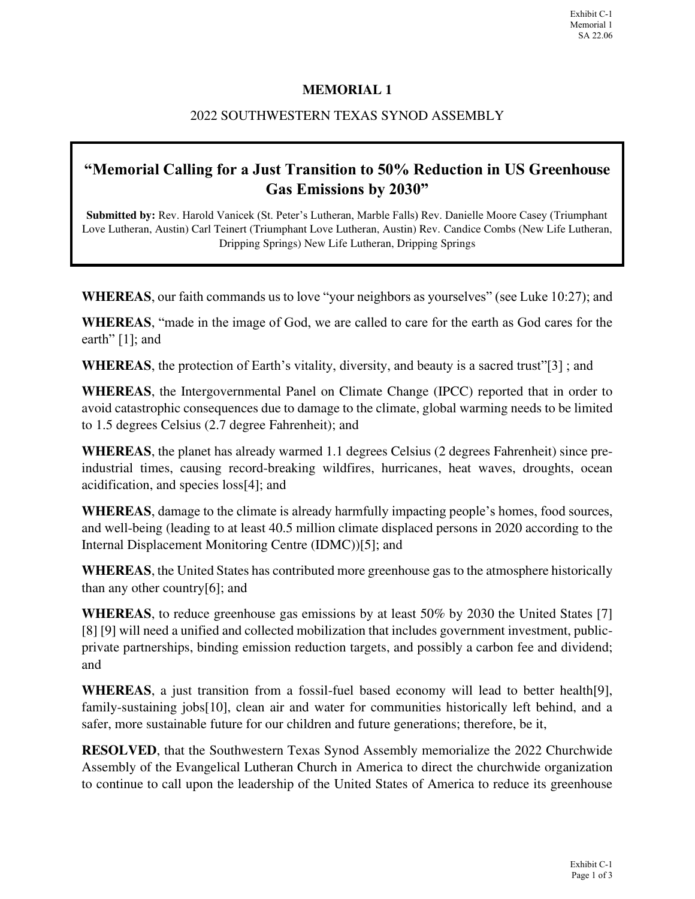## MEMORIAL 1

2022 SOUTHWESTERN TEXAS SYNOD ASSEMBLY

### "Memorial Calling for a Just Transition to 50% Reduction in US Greenhouse Gas Emissions by 2030"

**Submitted by:** Rev. Harold Vanicek (St. Peter's Lutheran, Marble Falls) Rev. Danielle Moore Casey (Triumphant Love Lutheran, Austin) Carl Teinert (Triumphant Love Lutheran, Austin) Rev. Candice Combs (New Life Lutheran, Dripping Springs) New Life Lutheran, Dripping Springs

**WHEREAS**, our faith commands us to love "your neighbors as yourselves" (see Luke 10:27); and

**WHEREAS**, "made in the image of God, we are called to care for the earth as God cares for the earth" [1]; and

**WHEREAS**, the protection of Earth's vitality, diversity, and beauty is a sacred trust"[3] ; and

**WHEREAS**, the Intergovernmental Panel on Climate Change (IPCC) reported that in order to avoid catastrophic consequences due to damage to the climate, global warming needs to be limited to 1.5 degrees Celsius (2.7 degree Fahrenheit); and

**WHEREAS**, the planet has already warmed 1.1 degrees Celsius (2 degrees Fahrenheit) since pre-industrial times, causing record-breaking wildfires, hurricanes, heat waves, droughts, ocean acidification, and species loss[4]; and

**WHEREAS**, damage to the climate is already harmfully impacting people's homes, food sources, and well-being (leading to at least 40.5 million climate displaced persons in 2020 according to the Internal Displacement Monitoring Centre (IDMC))[5]; and

**WHEREAS**, the United States has contributed more greenhouse gas to the atmosphere historically than any other country[6]; and

**WHEREAS**, to reduce greenhouse gas emissions by at least 50% by 2030 the United States [7] [8] [9] will need a unified and collected mobilization that includes government investment, public-private partnerships, binding emission reduction targets, and possibly a carbon fee and dividend; and

**WHEREAS**, a just transition from a fossil-fuel based economy will lead to better health[9], family-sustaining jobs[10], clean air and water for communities historically left behind, and a safer, more sustainable future for our children and future generations; therefore, be it,

**RESOLVED**, that the Southwestern Texas Synod Assembly memorialize the 2022 Churchwide Assembly of the Evangelical Lutheran Church in America to direct the churchwide organization to continue to call upon the leadership of the United States of America to reduce its greenhouse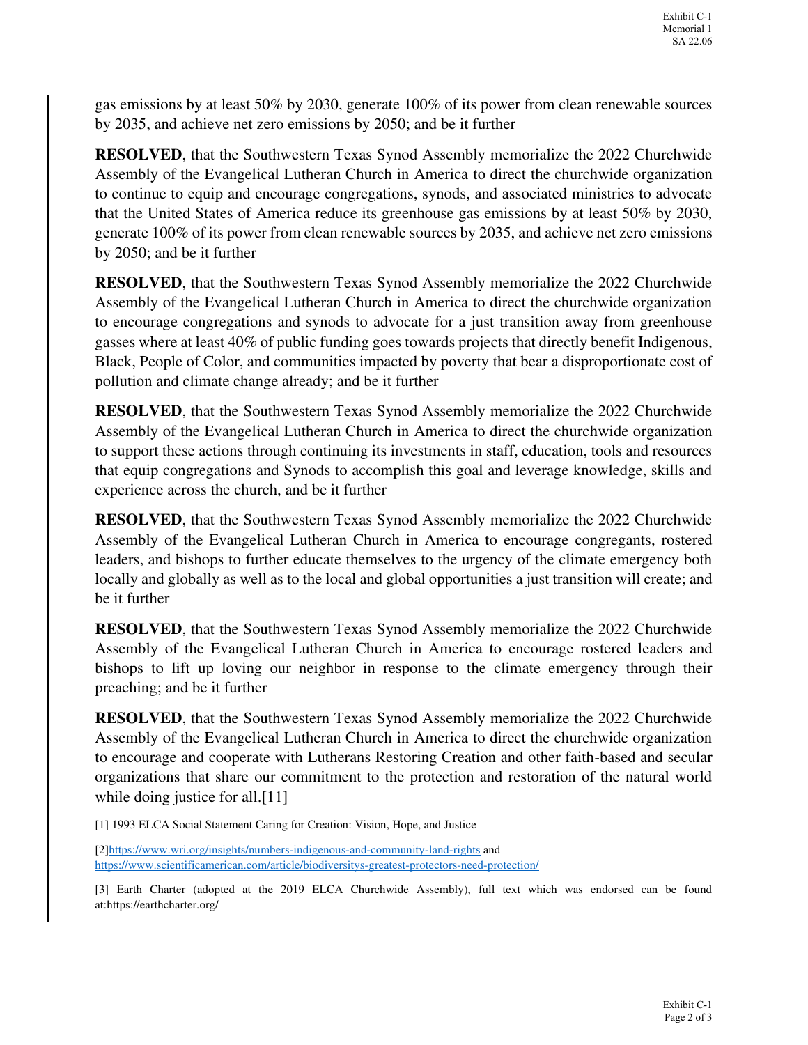gas emissions by at least 50% by 2030, generate 100% of its power from clean renewable sources by 2035, and achieve net zero emissions by 2050; and be it further

**RESOLVED**, that the Southwestern Texas Synod Assembly memorialize the 2022 Churchwide Assembly of the Evangelical Lutheran Church in America to direct the churchwide organization to continue to equip and encourage congregations, synods, and associated ministries to advocate that the United States of America reduce its greenhouse gas emissions by at least 50% by 2030, generate 100% of its power from clean renewable sources by 2035, and achieve net zero emissions by 2050; and be it further

**RESOLVED**, that the Southwestern Texas Synod Assembly memorialize the 2022 Churchwide Assembly of the Evangelical Lutheran Church in America to direct the churchwide organization to encourage congregations and synods to advocate for a just transition away from greenhouse gasses where at least 40% of public funding goes towards projects that directly benefit Indigenous, Black, People of Color, and communities impacted by poverty that bear a disproportionate cost of pollution and climate change already; and be it further

**RESOLVED**, that the Southwestern Texas Synod Assembly memorialize the 2022 Churchwide Assembly of the Evangelical Lutheran Church in America to direct the churchwide organization to support these actions through continuing its investments in staff, education, tools and resources that equip congregations and Synods to accomplish this goal and leverage knowledge, skills and experience across the church, and be it further

**RESOLVED**, that the Southwestern Texas Synod Assembly memorialize the 2022 Churchwide Assembly of the Evangelical Lutheran Church in America to encourage congregants, rostered leaders, and bishops to further educate themselves to the urgency of the climate emergency both locally and globally as well as to the local and global opportunities a just transition will create; and be it further

**RESOLVED**, that the Southwestern Texas Synod Assembly memorialize the 2022 Churchwide Assembly of the Evangelical Lutheran Church in America to encourage rostered leaders and bishops to lift up loving our neighbor in response to the climate emergency through their preaching; and be it further

**RESOLVED**, that the Southwestern Texas Synod Assembly memorialize the 2022 Churchwide Assembly of the Evangelical Lutheran Church in America to direct the churchwide organization to encourage and cooperate with Lutherans Restoring Creation and other faith-based and secular organizations that share our commitment to the protection and restoration of the natural world while doing justice for all.[11]

[1] 1993 ELCA Social Statement Caring for Creation: Vision, Hope, and Justice

[2]https://www.wri.org/insights/numbers-indigenous-and-community-land-rights and https://www.scientificamerican.com/article/biodiversitys-greatest-protectors-need-protection/

[3] Earth Charter (adopted at the 2019 ELCA Churchwide Assembly), full text which was endorsed can be found at:https://earthcharter.org/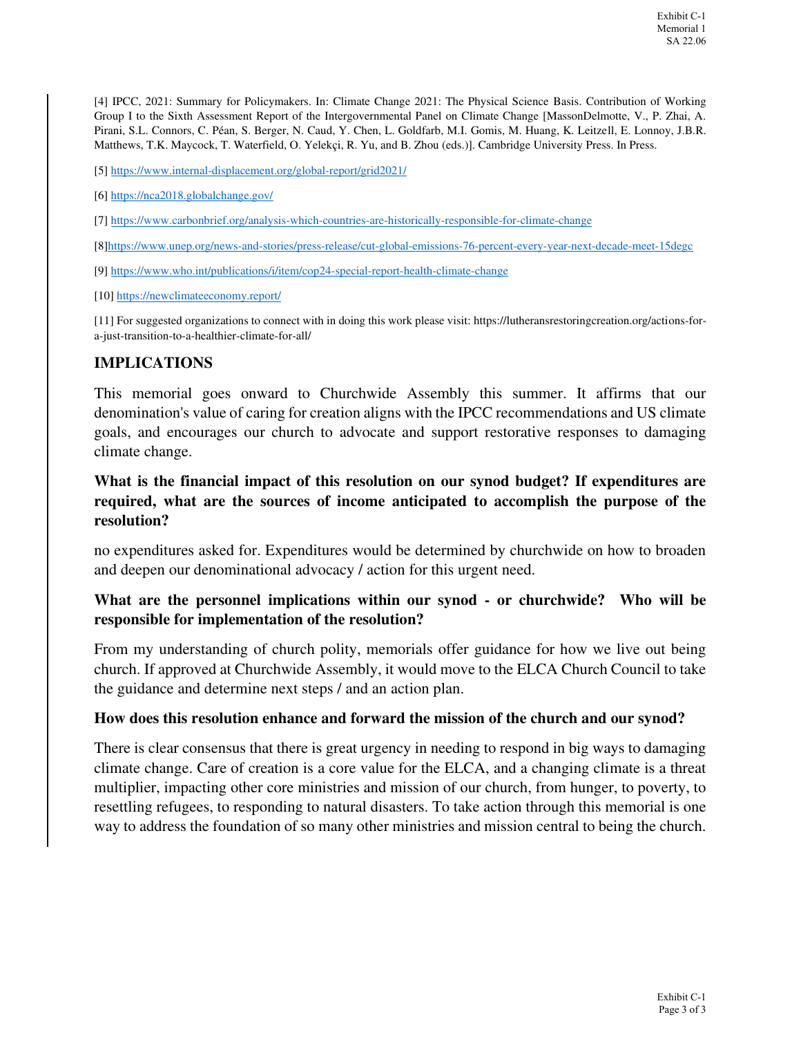[4] IPCC, 2021: Summary for Policymakers. In: Climate Change 2021: The Physical Science Basis. Contribution of Working Group I to the Sixth Assessment Report of the Intergovernmental Panel on Climate Change [MassonDelmotte, V., P. Zhai, A. Pirani, S.L. Connors, C. Péan, S. Berger, N. Caud, Y. Chen, L. Goldfarb, M.I. Gomis, M. Huang, K. Leitzell, E. Lonnoy, J.B.R. Matthews, T.K. Maycock, T. Waterfield, O. Yelekçi, R. Yu, and B. Zhou (eds.)]. Cambridge University Press. In Press.

[5] https://www.internal-displacement.org/global-report/grid2021/

[6] https://nca2018.globalchange.gov/

[7] https://www.carbonbrief.org/analysis-which-countries-are-historically-responsible-for-climate-change

[8]https://www.unep.org/news-and-stories/press-release/cut-global-emissions-76-percent-every-year-next-decade-meet-15degc

[9] https://www.who.int/publications/i/item/cop24-special-report-health-climate-change

[10] https://newclimateeconomy.report/

[11] For suggested organizations to connect with in doing this work please visit: https://lutheransrestoringcreation.org/actions-for-a-just-transition-to-a-healthier-climate-for-all/

## IMPLICATIONS

This memorial goes onward to Churchwide Assembly this summer. It affirms that our denomination's value of caring for creation aligns with the IPCC recommendations and US climate goals, and encourages our church to advocate and support restorative responses to damaging climate change.

**What is the financial impact of this resolution on our synod budget? If expenditures are required, what are the sources of income anticipated to accomplish the purpose of the resolution?**

no expenditures asked for. Expenditures would be determined by churchwide on how to broaden and deepen our denominational advocacy / action for this urgent need.

**What are the personnel implications within our synod - or churchwide? Who will be responsible for implementation of the resolution?**

From my understanding of church polity, memorials offer guidance for how we live out being church. If approved at Churchwide Assembly, it would move to the ELCA Church Council to take the guidance and determine next steps / and an action plan.

**How does this resolution enhance and forward the mission of the church and our synod?**

There is clear consensus that there is great urgency in needing to respond in big ways to damaging climate change. Care of creation is a core value for the ELCA, and a changing climate is a threat multiplier, impacting other core ministries and mission of our church, from hunger, to poverty, to resettling refugees, to responding to natural disasters. To take action through this memorial is one way to address the foundation of so many other ministries and mission central to being the church.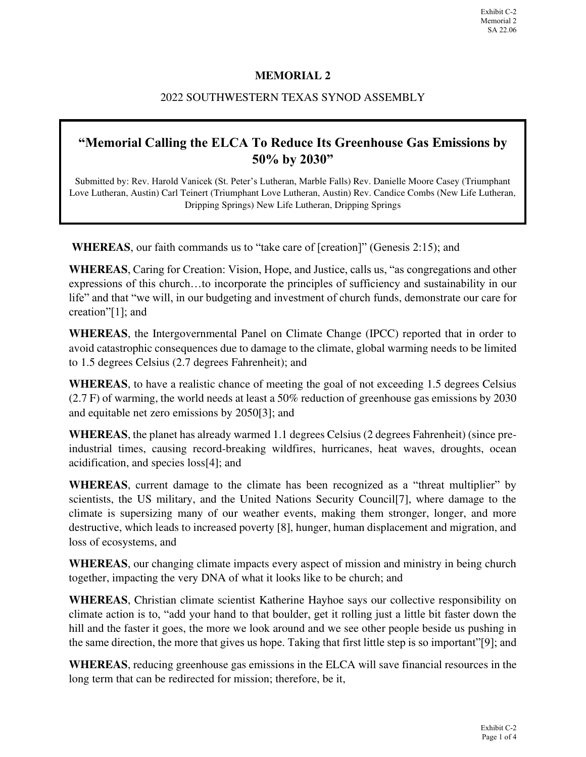## MEMORIAL 2

2022 SOUTHWESTERN TEXAS SYNOD ASSEMBLY

### "Memorial Calling the ELCA To Reduce Its Greenhouse Gas Emissions by 50% by 2030"

Submitted by: Rev. Harold Vanicek (St. Peter's Lutheran, Marble Falls) Rev. Danielle Moore Casey (Triumphant Love Lutheran, Austin) Carl Teinert (Triumphant Love Lutheran, Austin) Rev. Candice Combs (New Life Lutheran, Dripping Springs) New Life Lutheran, Dripping Springs

**WHEREAS**, our faith commands us to "take care of [creation]" (Genesis 2:15); and

**WHEREAS**, Caring for Creation: Vision, Hope, and Justice, calls us, "as congregations and other expressions of this church…to incorporate the principles of sufficiency and sustainability in our life" and that "we will, in our budgeting and investment of church funds, demonstrate our care for creation"[1]; and

**WHEREAS**, the Intergovernmental Panel on Climate Change (IPCC) reported that in order to avoid catastrophic consequences due to damage to the climate, global warming needs to be limited to 1.5 degrees Celsius (2.7 degrees Fahrenheit); and

**WHEREAS**, to have a realistic chance of meeting the goal of not exceeding 1.5 degrees Celsius (2.7 F) of warming, the world needs at least a 50% reduction of greenhouse gas emissions by 2030 and equitable net zero emissions by 2050[3]; and

**WHEREAS**, the planet has already warmed 1.1 degrees Celsius (2 degrees Fahrenheit) (since pre-industrial times, causing record-breaking wildfires, hurricanes, heat waves, droughts, ocean acidification, and species loss[4]; and

**WHEREAS**, current damage to the climate has been recognized as a "threat multiplier" by scientists, the US military, and the United Nations Security Council[7], where damage to the climate is supersizing many of our weather events, making them stronger, longer, and more destructive, which leads to increased poverty [8], hunger, human displacement and migration, and loss of ecosystems, and

**WHEREAS**, our changing climate impacts every aspect of mission and ministry in being church together, impacting the very DNA of what it looks like to be church; and

**WHEREAS**, Christian climate scientist Katherine Hayhoe says our collective responsibility on climate action is to, "add your hand to that boulder, get it rolling just a little bit faster down the hill and the faster it goes, the more we look around and we see other people beside us pushing in the same direction, the more that gives us hope. Taking that first little step is so important"[9]; and

**WHEREAS**, reducing greenhouse gas emissions in the ELCA will save financial resources in the long term that can be redirected for mission; therefore, be it,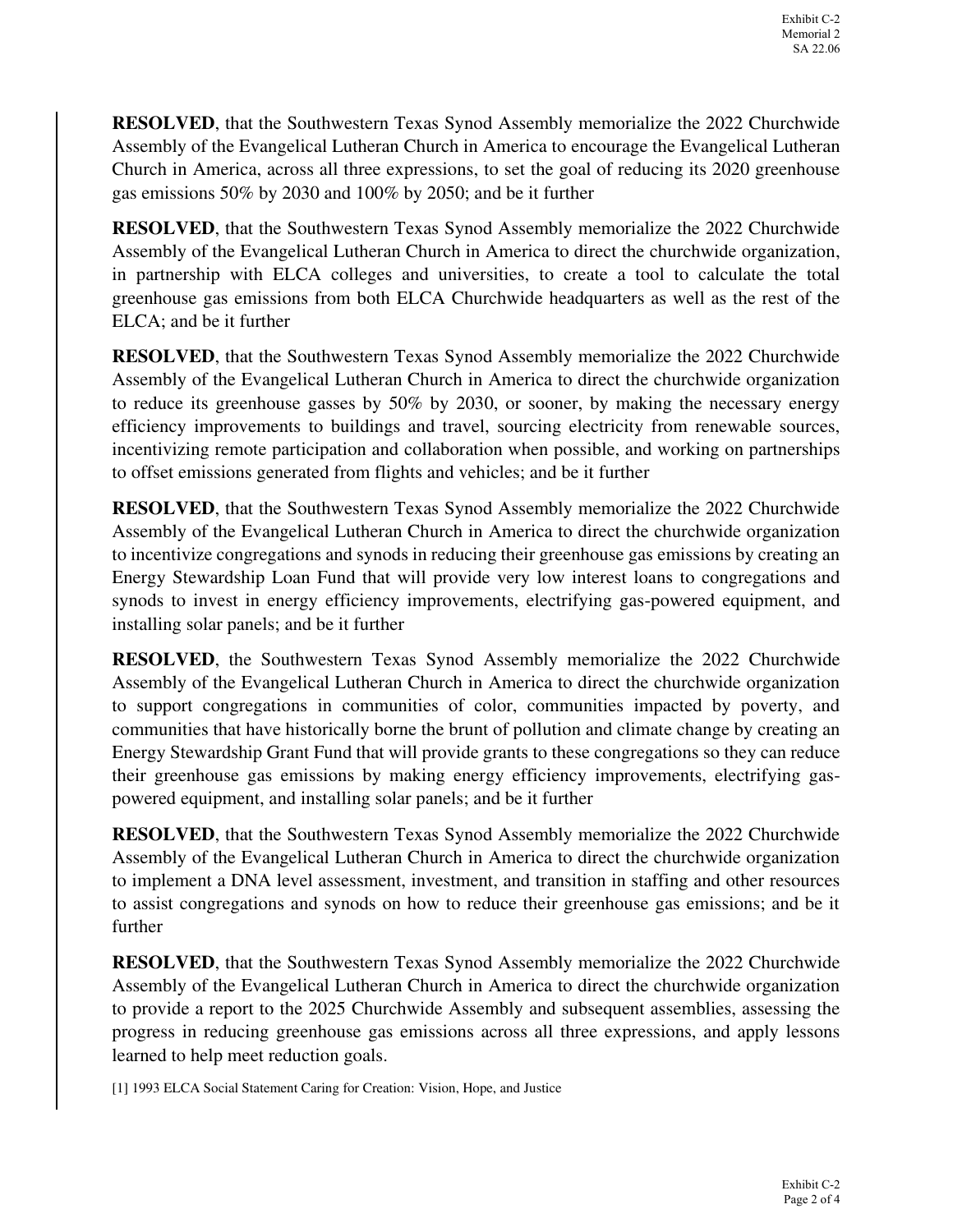**RESOLVED**, that the Southwestern Texas Synod Assembly memorialize the 2022 Churchwide Assembly of the Evangelical Lutheran Church in America to encourage the Evangelical Lutheran Church in America, across all three expressions, to set the goal of reducing its 2020 greenhouse gas emissions 50% by 2030 and 100% by 2050; and be it further

**RESOLVED**, that the Southwestern Texas Synod Assembly memorialize the 2022 Churchwide Assembly of the Evangelical Lutheran Church in America to direct the churchwide organization, in partnership with ELCA colleges and universities, to create a tool to calculate the total greenhouse gas emissions from both ELCA Churchwide headquarters as well as the rest of the ELCA; and be it further

**RESOLVED**, that the Southwestern Texas Synod Assembly memorialize the 2022 Churchwide Assembly of the Evangelical Lutheran Church in America to direct the churchwide organization to reduce its greenhouse gasses by 50% by 2030, or sooner, by making the necessary energy efficiency improvements to buildings and travel, sourcing electricity from renewable sources, incentivizing remote participation and collaboration when possible, and working on partnerships to offset emissions generated from flights and vehicles; and be it further

**RESOLVED**, that the Southwestern Texas Synod Assembly memorialize the 2022 Churchwide Assembly of the Evangelical Lutheran Church in America to direct the churchwide organization to incentivize congregations and synods in reducing their greenhouse gas emissions by creating an Energy Stewardship Loan Fund that will provide very low interest loans to congregations and synods to invest in energy efficiency improvements, electrifying gas-powered equipment, and installing solar panels; and be it further

**RESOLVED**, the Southwestern Texas Synod Assembly memorialize the 2022 Churchwide Assembly of the Evangelical Lutheran Church in America to direct the churchwide organization to support congregations in communities of color, communities impacted by poverty, and communities that have historically borne the brunt of pollution and climate change by creating an Energy Stewardship Grant Fund that will provide grants to these congregations so they can reduce their greenhouse gas emissions by making energy efficiency improvements, electrifying gas-powered equipment, and installing solar panels; and be it further

**RESOLVED**, that the Southwestern Texas Synod Assembly memorialize the 2022 Churchwide Assembly of the Evangelical Lutheran Church in America to direct the churchwide organization to implement a DNA level assessment, investment, and transition in staffing and other resources to assist congregations and synods on how to reduce their greenhouse gas emissions; and be it further

**RESOLVED**, that the Southwestern Texas Synod Assembly memorialize the 2022 Churchwide Assembly of the Evangelical Lutheran Church in America to direct the churchwide organization to provide a report to the 2025 Churchwide Assembly and subsequent assemblies, assessing the progress in reducing greenhouse gas emissions across all three expressions, and apply lessons learned to help meet reduction goals.

[1] 1993 ELCA Social Statement Caring for Creation: Vision, Hope, and Justice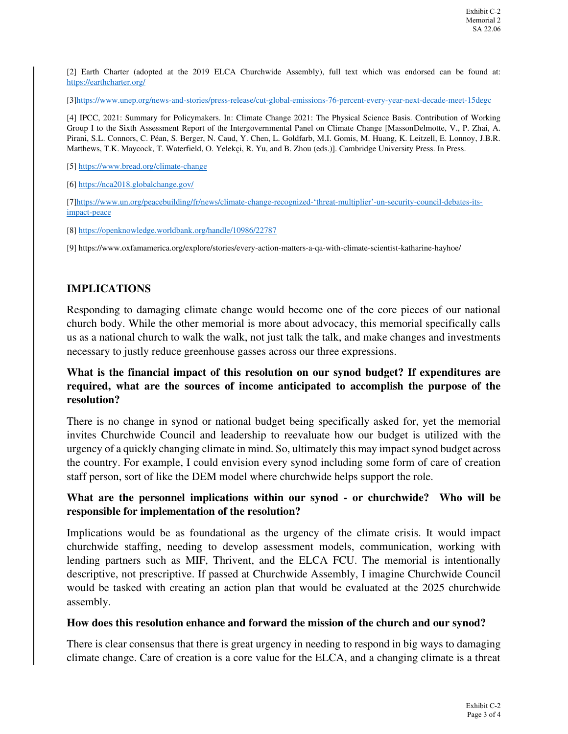[2] Earth Charter (adopted at the 2019 ELCA Churchwide Assembly), full text which was endorsed can be found at: https://earthcharter.org/

[3]https://www.unep.org/news-and-stories/press-release/cut-global-emissions-76-percent-every-year-next-decade-meet-15degc

[4] IPCC, 2021: Summary for Policymakers. In: Climate Change 2021: The Physical Science Basis. Contribution of Working Group I to the Sixth Assessment Report of the Intergovernmental Panel on Climate Change [MassonDelmotte, V., P. Zhai, A. Pirani, S.L. Connors, C. Péan, S. Berger, N. Caud, Y. Chen, L. Goldfarb, M.I. Gomis, M. Huang, K. Leitzell, E. Lonnoy, J.B.R. Matthews, T.K. Maycock, T. Waterfield, O. Yelekçi, R. Yu, and B. Zhou (eds.)]. Cambridge University Press. In Press.

[5] https://www.bread.org/climate-change

[6] https://nca2018.globalchange.gov/

[7]https://www.un.org/peacebuilding/fr/news/climate-change-recognized-'threat-multiplier'-un-security-council-debates-its-impact-peace

[8] https://openknowledge.worldbank.org/handle/10986/22787

[9] https://www.oxfamamerica.org/explore/stories/every-action-matters-a-qa-with-climate-scientist-katharine-hayhoe/

## IMPLICATIONS

Responding to damaging climate change would become one of the core pieces of our national church body. While the other memorial is more about advocacy, this memorial specifically calls us as a national church to walk the walk, not just talk the talk, and make changes and investments necessary to justly reduce greenhouse gasses across our three expressions.

### What is the financial impact of this resolution on our synod budget? If expenditures are required, what are the sources of income anticipated to accomplish the purpose of the resolution?

There is no change in synod or national budget being specifically asked for, yet the memorial invites Churchwide Council and leadership to reevaluate how our budget is utilized with the urgency of a quickly changing climate in mind. So, ultimately this may impact synod budget across the country. For example, I could envision every synod including some form of care of creation staff person, sort of like the DEM model where churchwide helps support the role.

### What are the personnel implications within our synod - or churchwide? Who will be responsible for implementation of the resolution?

Implications would be as foundational as the urgency of the climate crisis. It would impact churchwide staffing, needing to develop assessment models, communication, working with lending partners such as MIF, Thrivent, and the ELCA FCU. The memorial is intentionally descriptive, not prescriptive. If passed at Churchwide Assembly, I imagine Churchwide Council would be tasked with creating an action plan that would be evaluated at the 2025 churchwide assembly.

### How does this resolution enhance and forward the mission of the church and our synod?

There is clear consensus that there is great urgency in needing to respond in big ways to damaging climate change. Care of creation is a core value for the ELCA, and a changing climate is a threat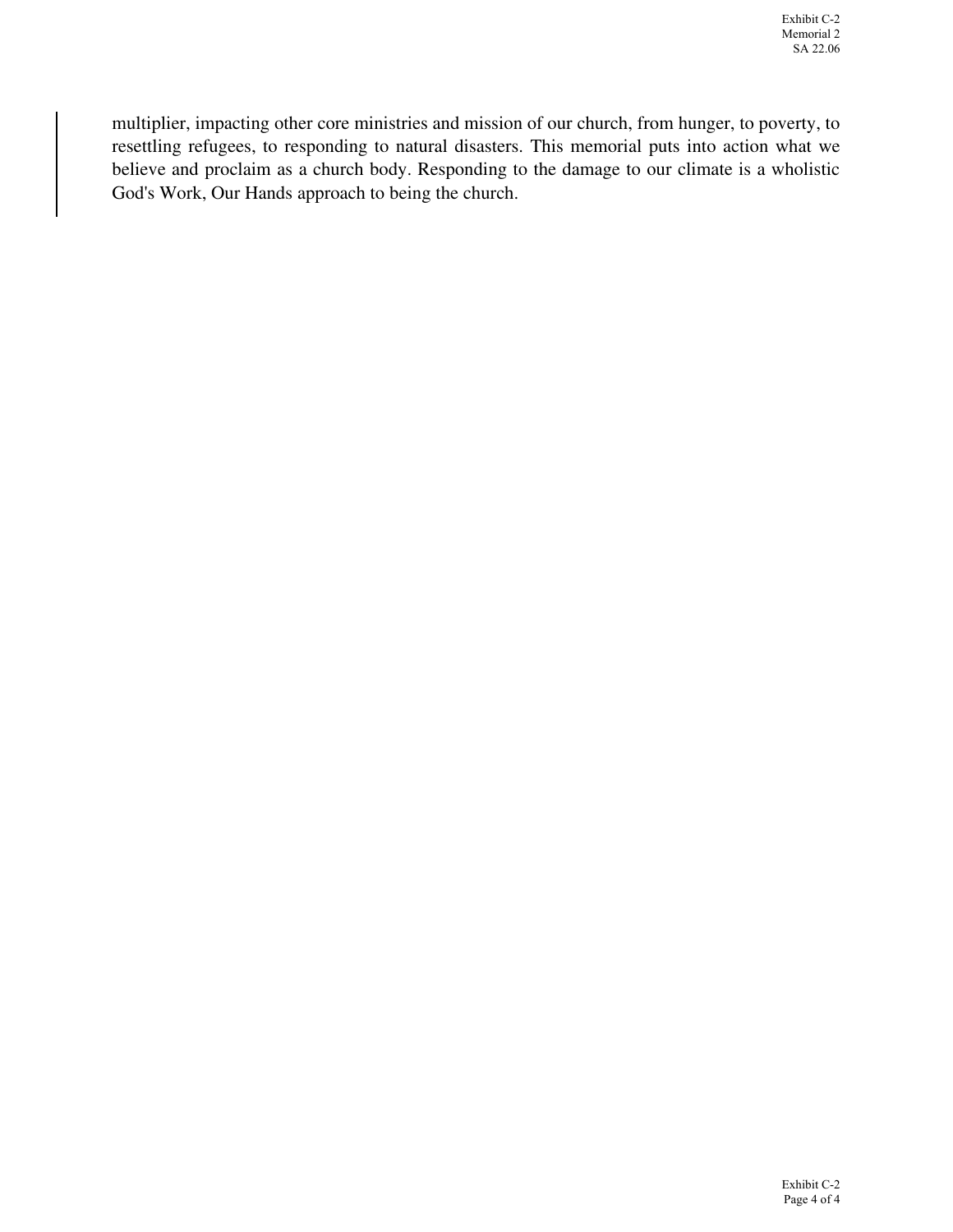multiplier, impacting other core ministries and mission of our church, from hunger, to poverty, to resettling refugees, to responding to natural disasters. This memorial puts into action what we believe and proclaim as a church body. Responding to the damage to our climate is a wholistic God's Work, Our Hands approach to being the church.